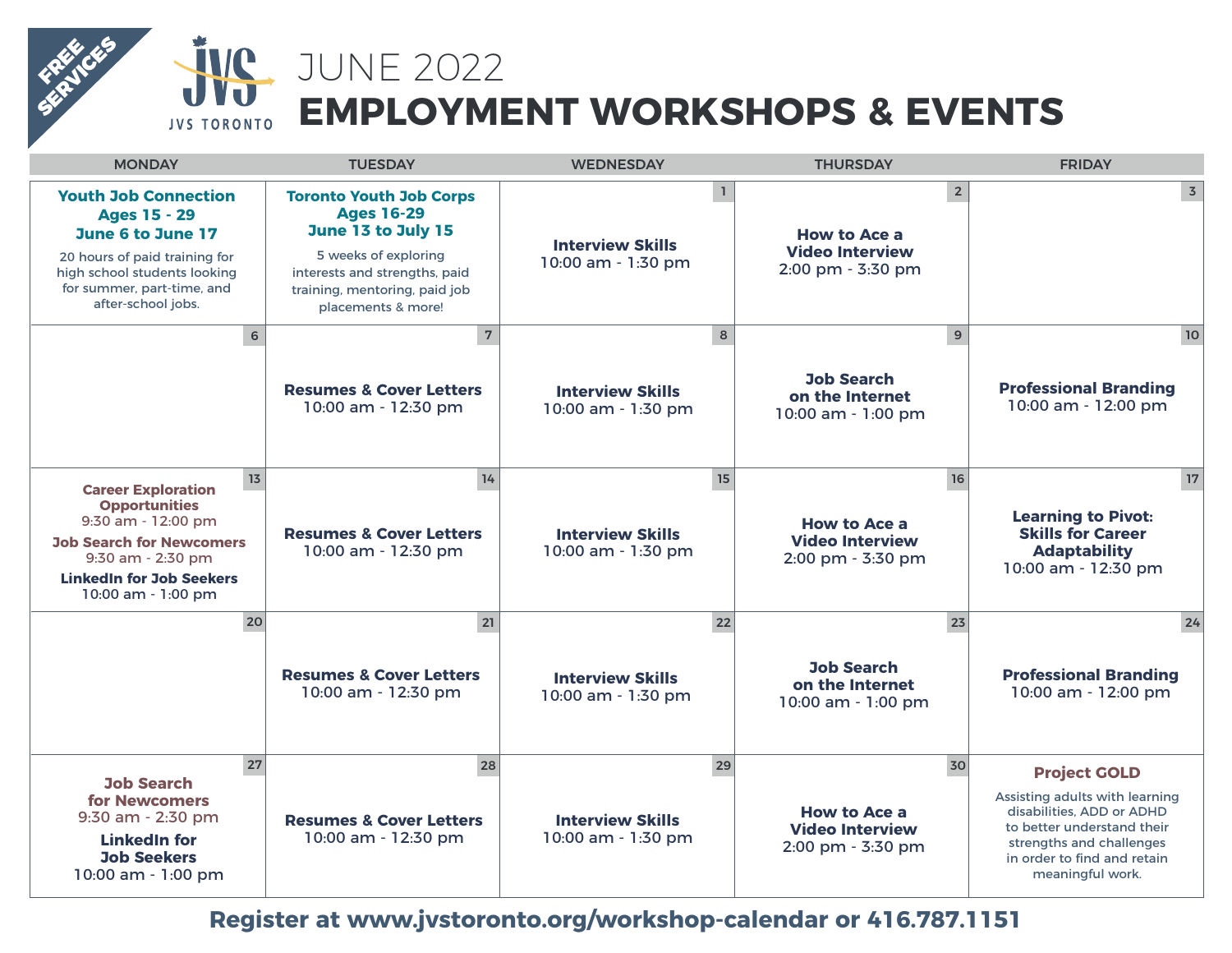FREE SERVICES

JVS TORONTO

# JUNE 2022
# EMPLOYMENT WORKSHOPS & EVENTS

| MONDAY | TUESDAY | WEDNESDAY | THURSDAY | FRIDAY |
|---|---|---|---|---|
| **Youth Job Connection Ages 15 - 29 June 6 to June 17** 20 hours of paid training for high school students looking for summer, part-time, and after-school jobs. | **Toronto Youth Job Corps Ages 16-29 June 13 to July 15** 5 weeks of exploring interests and strengths, paid training, mentoring, paid job placements & more! | 1 **Interview Skills** 10:00 am - 1:30 pm | 2 **How to Ace a Video Interview** 2:00 pm - 3:30 pm | 3 |
| 6 | 7 **Resumes & Cover Letters** 10:00 am - 12:30 pm | 8 **Interview Skills** 10:00 am - 1:30 pm | 9 **Job Search on the Internet** 10:00 am - 1:00 pm | 10 **Professional Branding** 10:00 am - 12:00 pm |
| 13 **Career Exploration Opportunities** 9:30 am - 12:00 pm **Job Search for Newcomers** 9:30 am - 2:30 pm **LinkedIn for Job Seekers** 10:00 am - 1:00 pm | 14 **Resumes & Cover Letters** 10:00 am - 12:30 pm | 15 **Interview Skills** 10:00 am - 1:30 pm | 16 **How to Ace a Video Interview** 2:00 pm - 3:30 pm | 17 **Learning to Pivot: Skills for Career Adaptability** 10:00 am - 12:30 pm |
| 20 | 21 **Resumes & Cover Letters** 10:00 am - 12:30 pm | 22 **Interview Skills** 10:00 am - 1:30 pm | 23 **Job Search on the Internet** 10:00 am - 1:00 pm | 24 **Professional Branding** 10:00 am - 12:00 pm |
| 27 **Job Search for Newcomers** 9:30 am - 2:30 pm **LinkedIn for Job Seekers** 10:00 am - 1:00 pm | 28 **Resumes & Cover Letters** 10:00 am - 12:30 pm | 29 **Interview Skills** 10:00 am - 1:30 pm | 30 **How to Ace a Video Interview** 2:00 pm - 3:30 pm | **Project GOLD** Assisting adults with learning disabilities, ADD or ADHD to better understand their strengths and challenges in order to find and retain meaningful work. |

**Register at www.jvstoronto.org/workshop-calendar or 416.787.1151**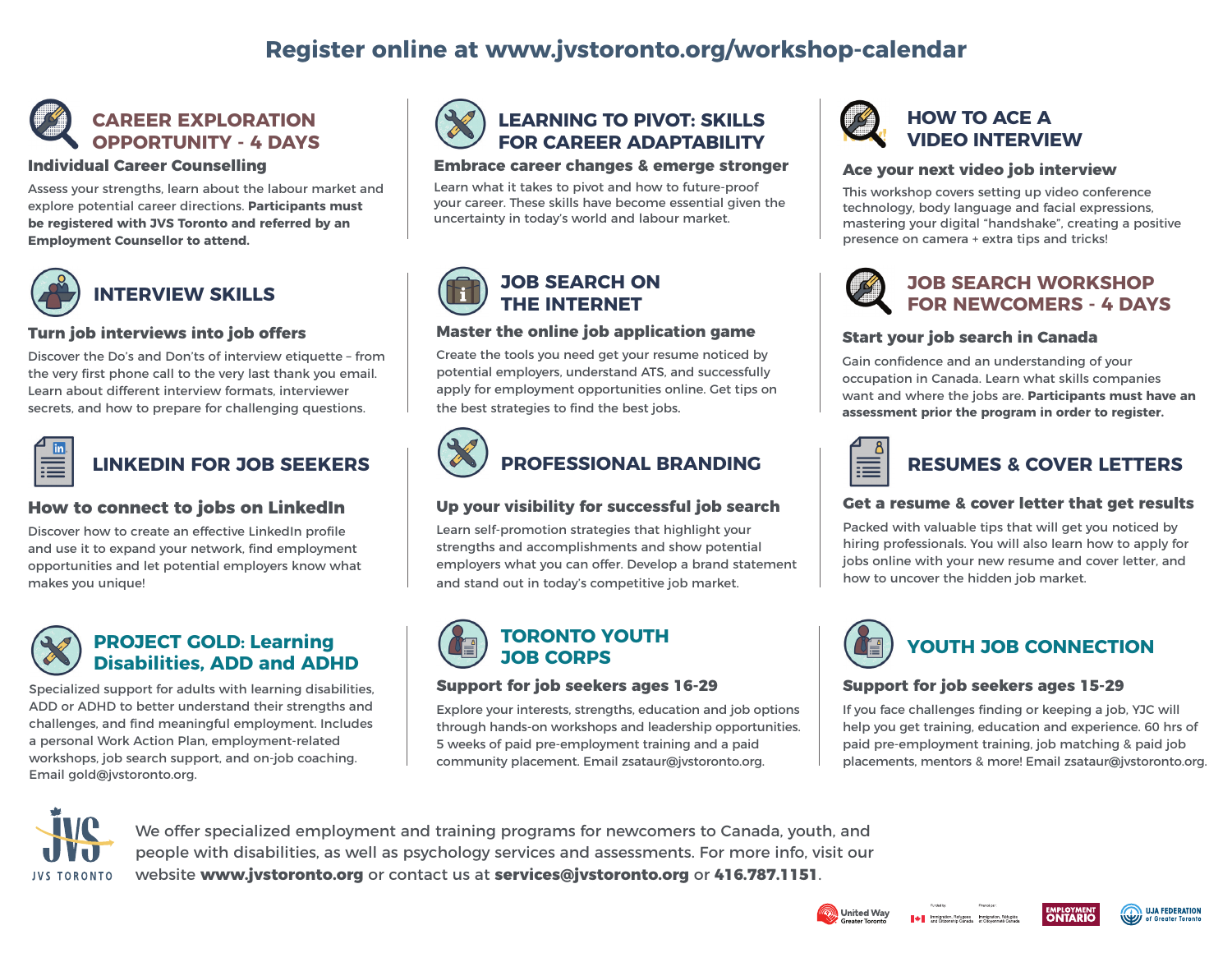# Register online at www.jvstoronto.org/workshop-calendar

## CAREER EXPLORATION OPPORTUNITY - 4 DAYS

### Individual Career Counselling

Assess your strengths, learn about the labour market and explore potential career directions. **Participants must be registered with JVS Toronto and referred by an Employment Counsellor to attend.**

## LEARNING TO PIVOT: SKILLS FOR CAREER ADAPTABILITY

### Embrace career changes & emerge stronger

Learn what it takes to pivot and how to future-proof your career. These skills have become essential given the uncertainty in today's world and labour market.

## HOW TO ACE A VIDEO INTERVIEW

### Ace your next video job interview

This workshop covers setting up video conference technology, body language and facial expressions, mastering your digital "handshake", creating a positive presence on camera + extra tips and tricks!

## INTERVIEW SKILLS

### Turn job interviews into job offers

Discover the Do's and Don'ts of interview etiquette – from the very first phone call to the very last thank you email. Learn about different interview formats, interviewer secrets, and how to prepare for challenging questions.

## JOB SEARCH ON THE INTERNET

### Master the online job application game

Create the tools you need get your resume noticed by potential employers, understand ATS, and successfully apply for employment opportunities online. Get tips on the best strategies to find the best jobs.

## JOB SEARCH WORKSHOP FOR NEWCOMERS - 4 DAYS

### Start your job search in Canada

Gain confidence and an understanding of your occupation in Canada. Learn what skills companies want and where the jobs are. **Participants must have an assessment prior the program in order to register.**

## LINKEDIN FOR JOB SEEKERS

### How to connect to jobs on LinkedIn

Discover how to create an effective LinkedIn profile and use it to expand your network, find employment opportunities and let potential employers know what makes you unique!

## PROFESSIONAL BRANDING

### Up your visibility for successful job search

Learn self-promotion strategies that highlight your strengths and accomplishments and show potential employers what you can offer. Develop a brand statement and stand out in today's competitive job market.

## RESUMES & COVER LETTERS

### Get a resume & cover letter that get results

Packed with valuable tips that will get you noticed by hiring professionals. You will also learn how to apply for jobs online with your new resume and cover letter, and how to uncover the hidden job market.

## PROJECT GOLD: Learning Disabilities, ADD and ADHD

Specialized support for adults with learning disabilities, ADD or ADHD to better understand their strengths and challenges, and find meaningful employment. Includes a personal Work Action Plan, employment-related workshops, job search support, and on-job coaching. Email gold@jvstoronto.org.

## TORONTO YOUTH JOB CORPS

### Support for job seekers ages 16-29

Explore your interests, strengths, education and job options through hands-on workshops and leadership opportunities. 5 weeks of paid pre-employment training and a paid community placement. Email zsataur@jvstoronto.org.

## YOUTH JOB CONNECTION

### Support for job seekers ages 15-29

If you face challenges finding or keeping a job, YJC will help you get training, education and experience. 60 hrs of paid pre-employment training, job matching & paid job placements, mentors & more! Email zsataur@jvstoronto.org.

---

JVS TORONTO

We offer specialized employment and training programs for newcomers to Canada, youth, and people with disabilities, as well as psychology services and assessments. For more info, visit our website **www.jvstoronto.org** or contact us at **services@jvstoronto.org** or **416.787.1151**.

United Way Greater Toronto | Funded by: Immigration, Refugees and Citizenship Canada | Financé par: Immigration, Réfugiés et Citoyenneté Canada | EMPLOYMENT ONTARIO | UJA FEDERATION of Greater Toronto